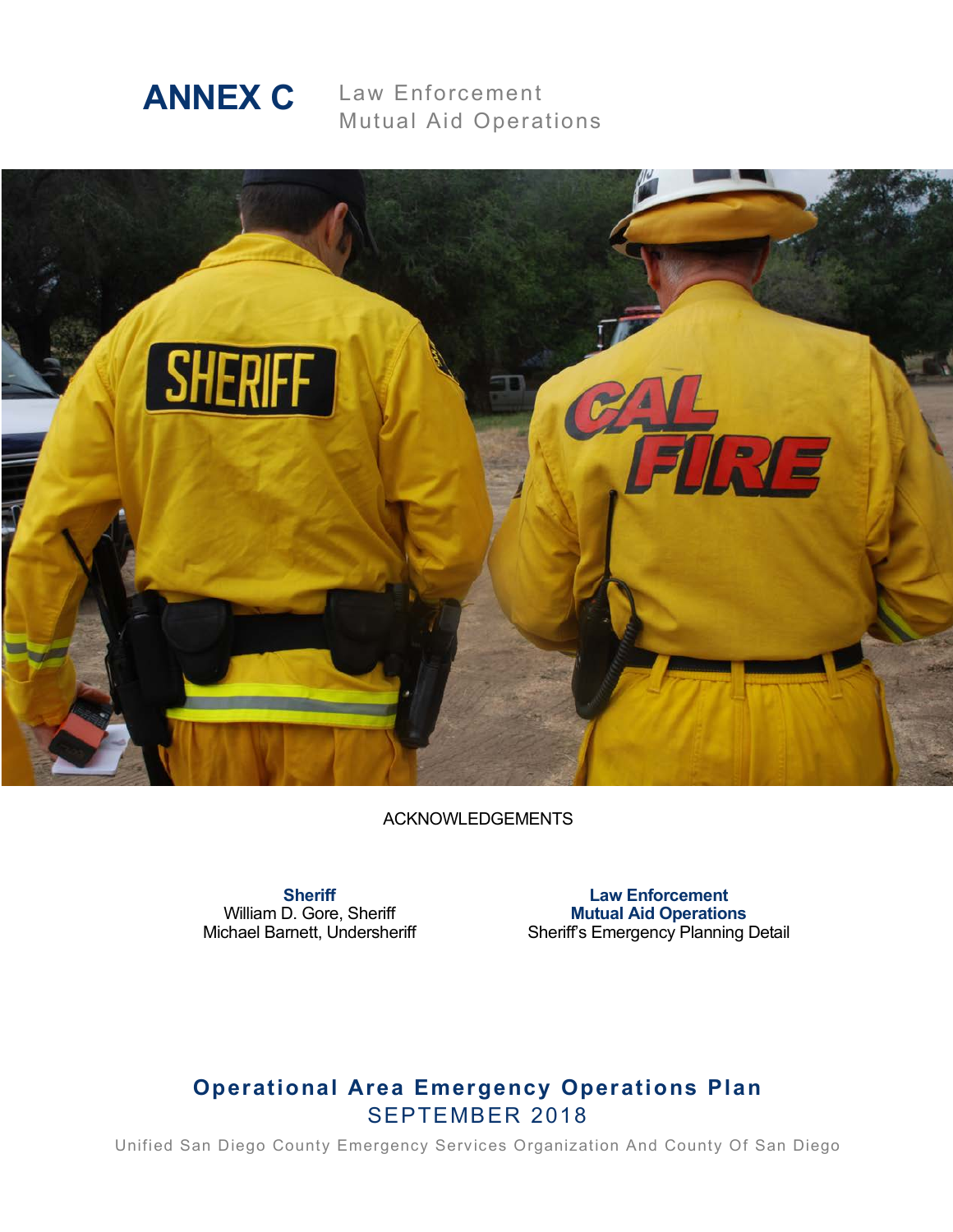# ANNEX C Law Enforcement Mutual Aid Operations

ACKNOWLEDGEMENTS

**Sheriff**
William D. Gore, Sheriff
Michael Barnett, Undersheriff

**Law Enforcement Mutual Aid Operations**
Sheriff's Emergency Planning Detail

**Operational Area Emergency Operations Plan**
SEPTEMBER 2018

Unified San Diego County Emergency Services Organization And County Of San Diego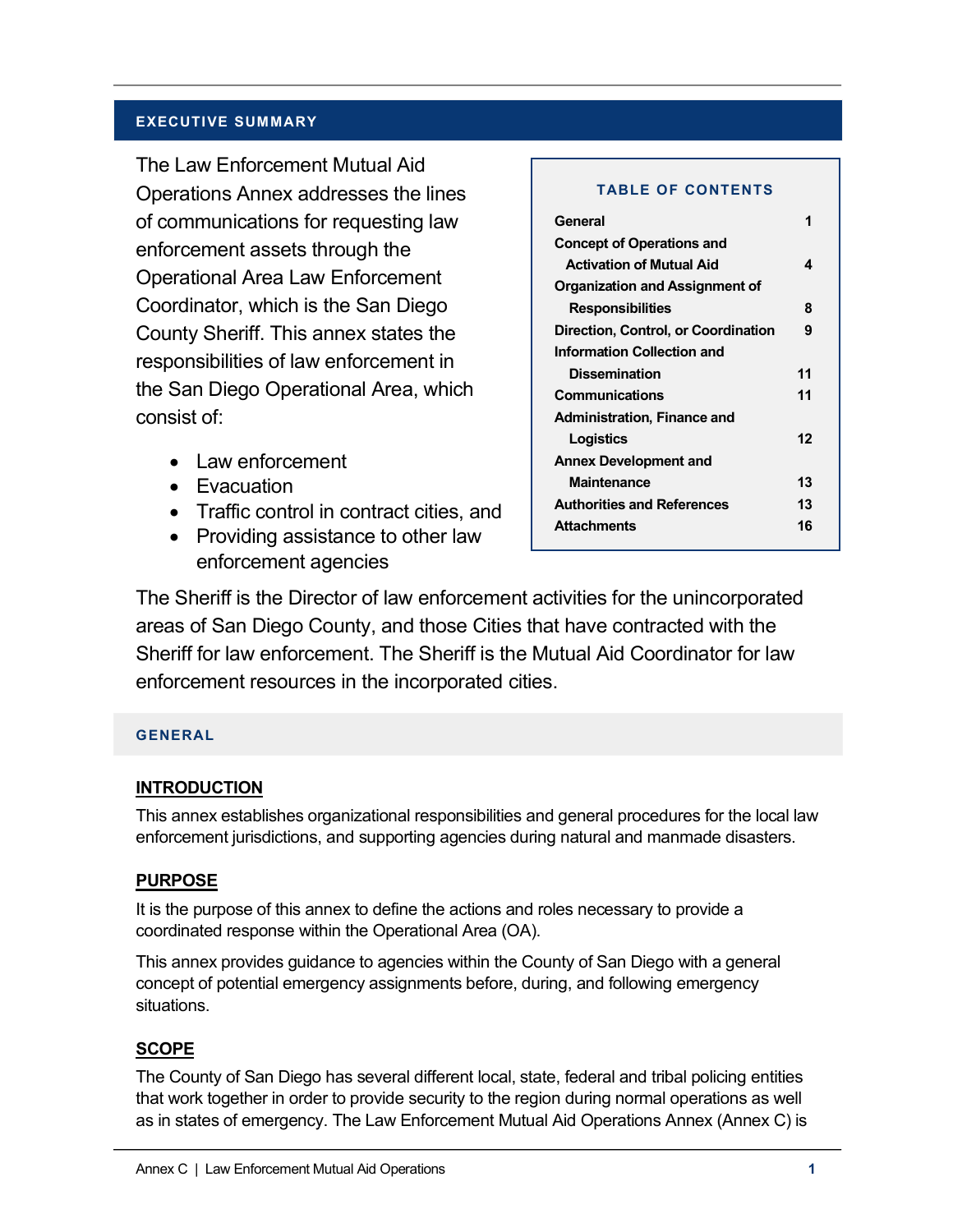## EXECUTIVE SUMMARY

The Law Enforcement Mutual Aid Operations Annex addresses the lines of communications for requesting law enforcement assets through the Operational Area Law Enforcement Coordinator, which is the San Diego County Sheriff. This annex states the responsibilities of law enforcement in the San Diego Operational Area, which consist of:

- Law enforcement
- Evacuation
- Traffic control in contract cities, and
- Providing assistance to other law enforcement agencies

**TABLE OF CONTENTS**

| Section | Page |
|---|---|
| General | 1 |
| Concept of Operations and Activation of Mutual Aid | 4 |
| Organization and Assignment of Responsibilities | 8 |
| Direction, Control, or Coordination | 9 |
| Information Collection and Dissemination | 11 |
| Communications | 11 |
| Administration, Finance and Logistics | 12 |
| Annex Development and Maintenance | 13 |
| Authorities and References | 13 |
| Attachments | 16 |

The Sheriff is the Director of law enforcement activities for the unincorporated areas of San Diego County, and those Cities that have contracted with the Sheriff for law enforcement. The Sheriff is the Mutual Aid Coordinator for law enforcement resources in the incorporated cities.

## GENERAL

### INTRODUCTION

This annex establishes organizational responsibilities and general procedures for the local law enforcement jurisdictions, and supporting agencies during natural and manmade disasters.

### PURPOSE

It is the purpose of this annex to define the actions and roles necessary to provide a coordinated response within the Operational Area (OA).

This annex provides guidance to agencies within the County of San Diego with a general concept of potential emergency assignments before, during, and following emergency situations.

### SCOPE

The County of San Diego has several different local, state, federal and tribal policing entities that work together in order to provide security to the region during normal operations as well as in states of emergency. The Law Enforcement Mutual Aid Operations Annex (Annex C) is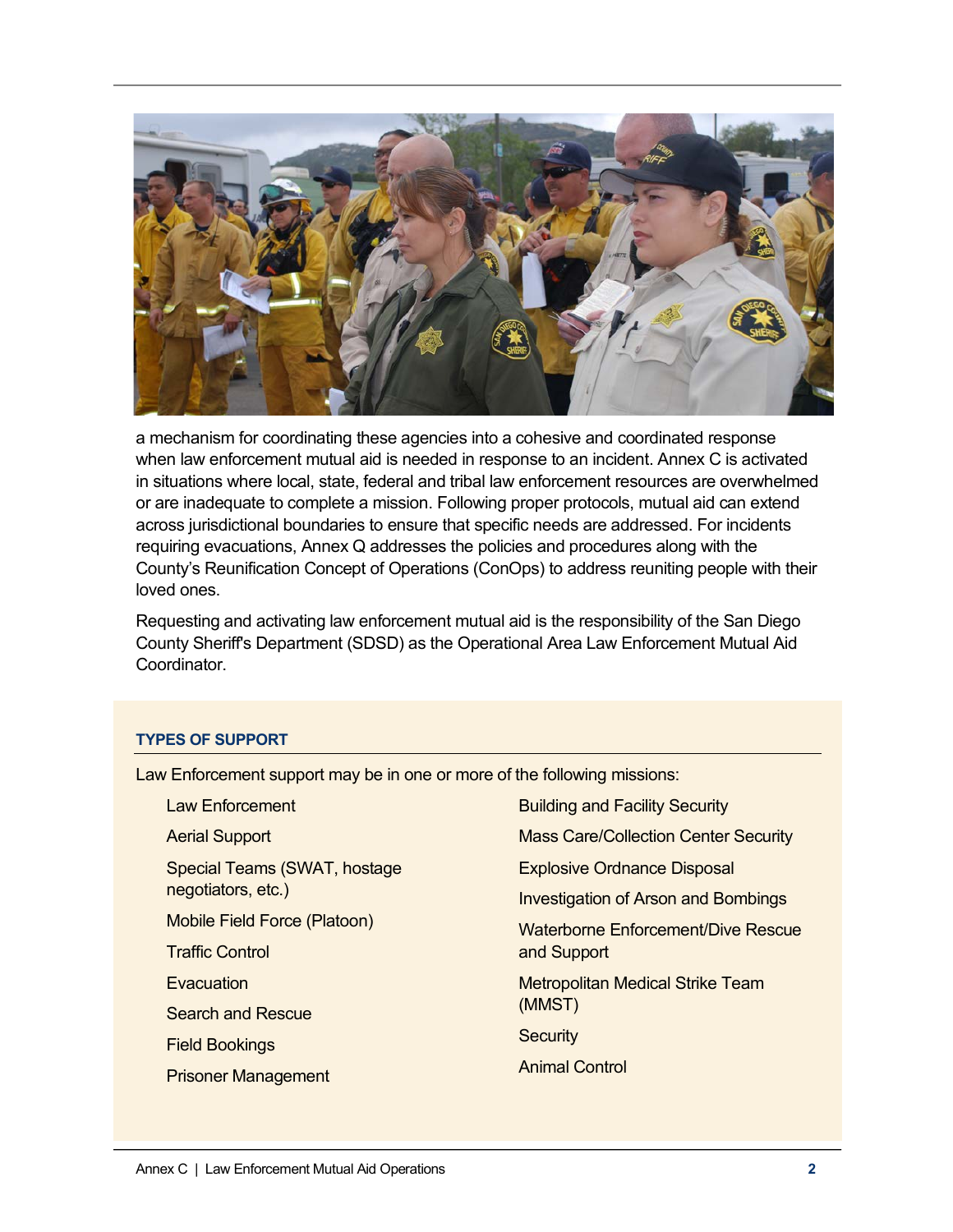a mechanism for coordinating these agencies into a cohesive and coordinated response when law enforcement mutual aid is needed in response to an incident. Annex C is activated in situations where local, state, federal and tribal law enforcement resources are overwhelmed or are inadequate to complete a mission. Following proper protocols, mutual aid can extend across jurisdictional boundaries to ensure that specific needs are addressed. For incidents requiring evacuations, Annex Q addresses the policies and procedures along with the County's Reunification Concept of Operations (ConOps) to address reuniting people with their loved ones.

Requesting and activating law enforcement mutual aid is the responsibility of the San Diego County Sheriff's Department (SDSD) as the Operational Area Law Enforcement Mutual Aid Coordinator.

#### TYPES OF SUPPORT

Law Enforcement support may be in one or more of the following missions:

- Law Enforcement
- Aerial Support
- Special Teams (SWAT, hostage negotiators, etc.)
- Mobile Field Force (Platoon)
- Traffic Control
- Evacuation
- Search and Rescue
- Field Bookings
- Prisoner Management
- Building and Facility Security
- Mass Care/Collection Center Security
- Explosive Ordnance Disposal
- Investigation of Arson and Bombings
- Waterborne Enforcement/Dive Rescue and Support
- Metropolitan Medical Strike Team (MMST)
- Security
- Animal Control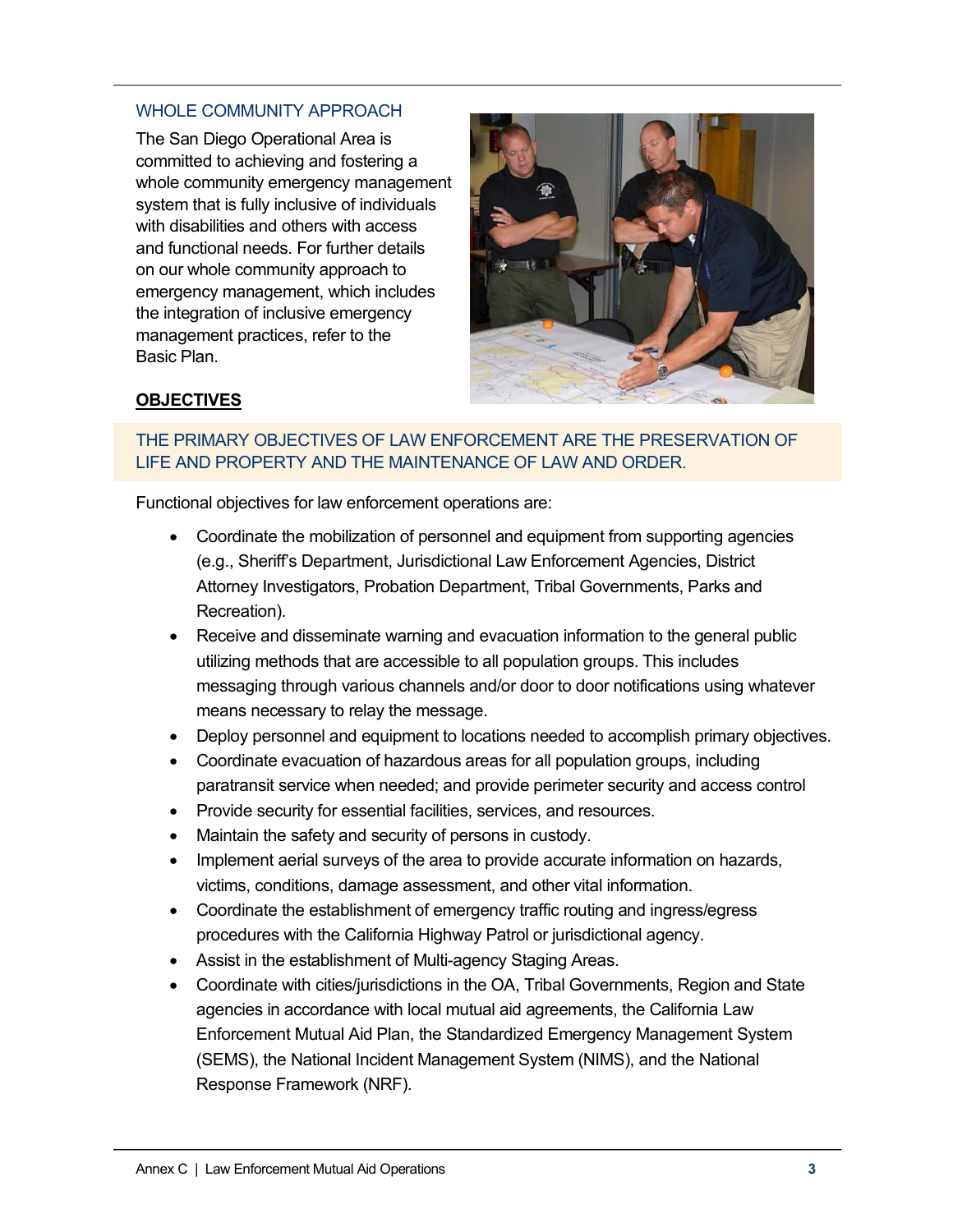## WHOLE COMMUNITY APPROACH

The San Diego Operational Area is committed to achieving and fostering a whole community emergency management system that is fully inclusive of individuals with disabilities and others with access and functional needs. For further details on our whole community approach to emergency management, which includes the integration of inclusive emergency management practices, refer to the Basic Plan.

## OBJECTIVES

THE PRIMARY OBJECTIVES OF LAW ENFORCEMENT ARE THE PRESERVATION OF LIFE AND PROPERTY AND THE MAINTENANCE OF LAW AND ORDER.

Functional objectives for law enforcement operations are:

- Coordinate the mobilization of personnel and equipment from supporting agencies (e.g., Sheriff's Department, Jurisdictional Law Enforcement Agencies, District Attorney Investigators, Probation Department, Tribal Governments, Parks and Recreation).
- Receive and disseminate warning and evacuation information to the general public utilizing methods that are accessible to all population groups. This includes messaging through various channels and/or door to door notifications using whatever means necessary to relay the message.
- Deploy personnel and equipment to locations needed to accomplish primary objectives.
- Coordinate evacuation of hazardous areas for all population groups, including paratransit service when needed; and provide perimeter security and access control
- Provide security for essential facilities, services, and resources.
- Maintain the safety and security of persons in custody.
- Implement aerial surveys of the area to provide accurate information on hazards, victims, conditions, damage assessment, and other vital information.
- Coordinate the establishment of emergency traffic routing and ingress/egress procedures with the California Highway Patrol or jurisdictional agency.
- Assist in the establishment of Multi-agency Staging Areas.
- Coordinate with cities/jurisdictions in the OA, Tribal Governments, Region and State agencies in accordance with local mutual aid agreements, the California Law Enforcement Mutual Aid Plan, the Standardized Emergency Management System (SEMS), the National Incident Management System (NIMS), and the National Response Framework (NRF).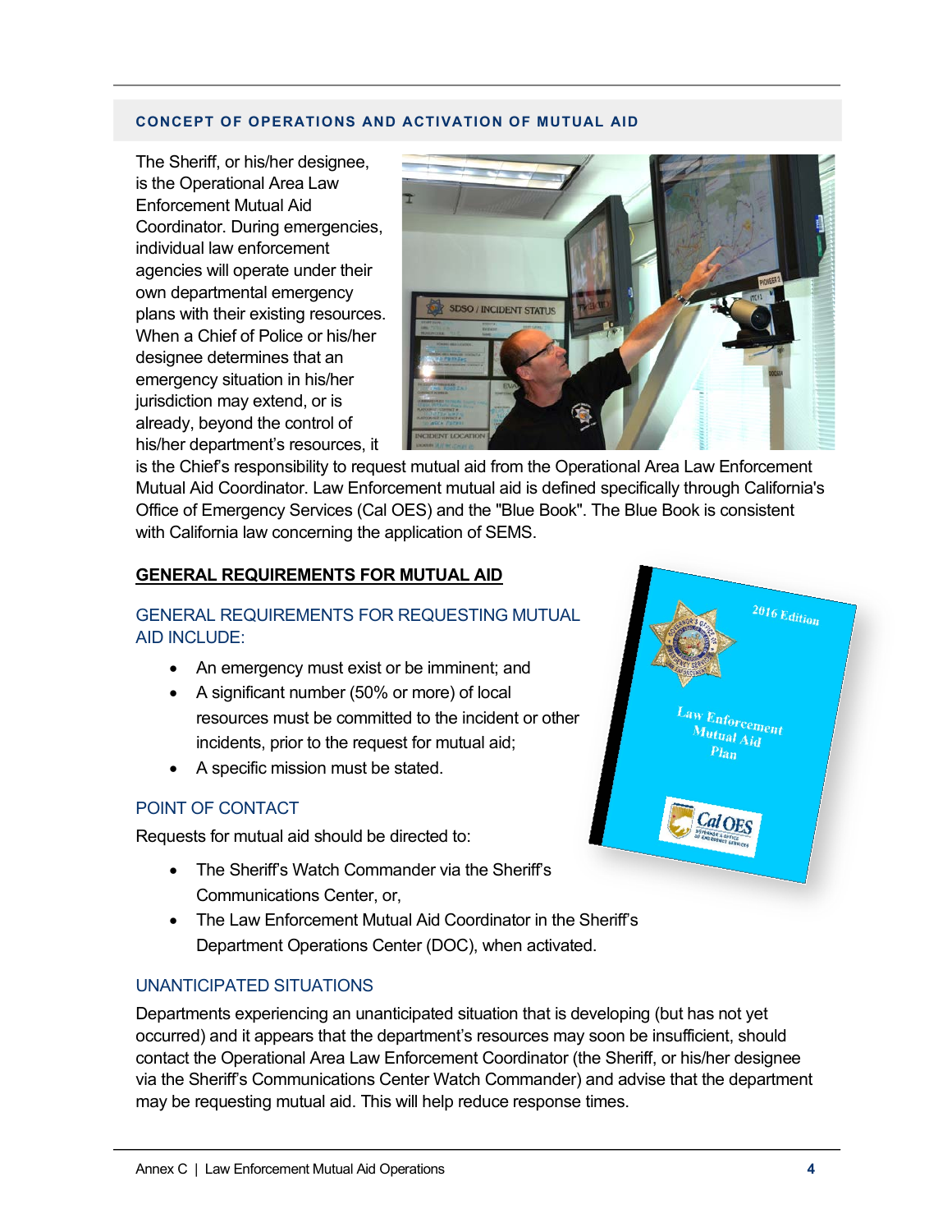## CONCEPT OF OPERATIONS AND ACTIVATION OF MUTUAL AID

The Sheriff, or his/her designee, is the Operational Area Law Enforcement Mutual Aid Coordinator. During emergencies, individual law enforcement agencies will operate under their own departmental emergency plans with their existing resources. When a Chief of Police or his/her designee determines that an emergency situation in his/her jurisdiction may extend, or is already, beyond the control of his/her department's resources, it is the Chief's responsibility to request mutual aid from the Operational Area Law Enforcement Mutual Aid Coordinator. Law Enforcement mutual aid is defined specifically through California's Office of Emergency Services (Cal OES) and the "Blue Book". The Blue Book is consistent with California law concerning the application of SEMS.

### GENERAL REQUIREMENTS FOR MUTUAL AID

#### GENERAL REQUIREMENTS FOR REQUESTING MUTUAL AID INCLUDE:

- An emergency must exist or be imminent; and
- A significant number (50% or more) of local resources must be committed to the incident or other incidents, prior to the request for mutual aid;
- A specific mission must be stated.

#### POINT OF CONTACT

Requests for mutual aid should be directed to:

- The Sheriff's Watch Commander via the Sheriff's Communications Center, or,
- The Law Enforcement Mutual Aid Coordinator in the Sheriff's Department Operations Center (DOC), when activated.

#### UNANTICIPATED SITUATIONS

Departments experiencing an unanticipated situation that is developing (but has not yet occurred) and it appears that the department's resources may soon be insufficient, should contact the Operational Area Law Enforcement Coordinator (the Sheriff, or his/her designee via the Sheriff's Communications Center Watch Commander) and advise that the department may be requesting mutual aid. This will help reduce response times.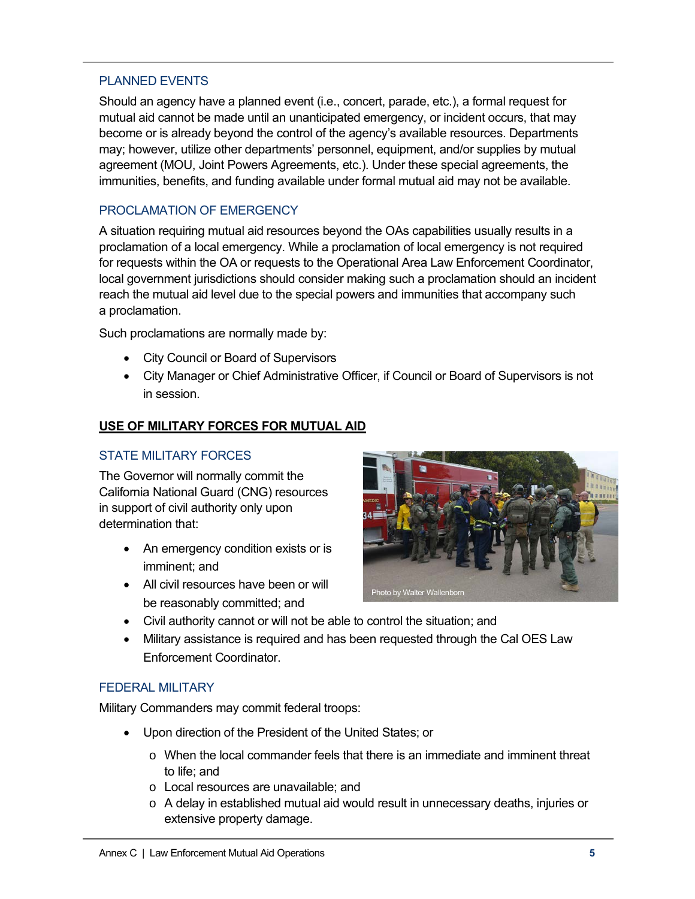### PLANNED EVENTS

Should an agency have a planned event (i.e., concert, parade, etc.), a formal request for mutual aid cannot be made until an unanticipated emergency, or incident occurs, that may become or is already beyond the control of the agency's available resources. Departments may; however, utilize other departments' personnel, equipment, and/or supplies by mutual agreement (MOU, Joint Powers Agreements, etc.). Under these special agreements, the immunities, benefits, and funding available under formal mutual aid may not be available.

### PROCLAMATION OF EMERGENCY

A situation requiring mutual aid resources beyond the OAs capabilities usually results in a proclamation of a local emergency. While a proclamation of local emergency is not required for requests within the OA or requests to the Operational Area Law Enforcement Coordinator, local government jurisdictions should consider making such a proclamation should an incident reach the mutual aid level due to the special powers and immunities that accompany such a proclamation.

Such proclamations are normally made by:

- City Council or Board of Supervisors
- City Manager or Chief Administrative Officer, if Council or Board of Supervisors is not in session.

## USE OF MILITARY FORCES FOR MUTUAL AID

### STATE MILITARY FORCES

The Governor will normally commit the California National Guard (CNG) resources in support of civil authority only upon determination that:

- An emergency condition exists or is imminent; and
- All civil resources have been or will be reasonably committed; and
- Civil authority cannot or will not be able to control the situation; and
- Military assistance is required and has been requested through the Cal OES Law Enforcement Coordinator.

Photo by Walter Wallenborn

### FEDERAL MILITARY

Military Commanders may commit federal troops:

- Upon direction of the President of the United States; or
  - When the local commander feels that there is an immediate and imminent threat to life; and
  - Local resources are unavailable; and
  - A delay in established mutual aid would result in unnecessary deaths, injuries or extensive property damage.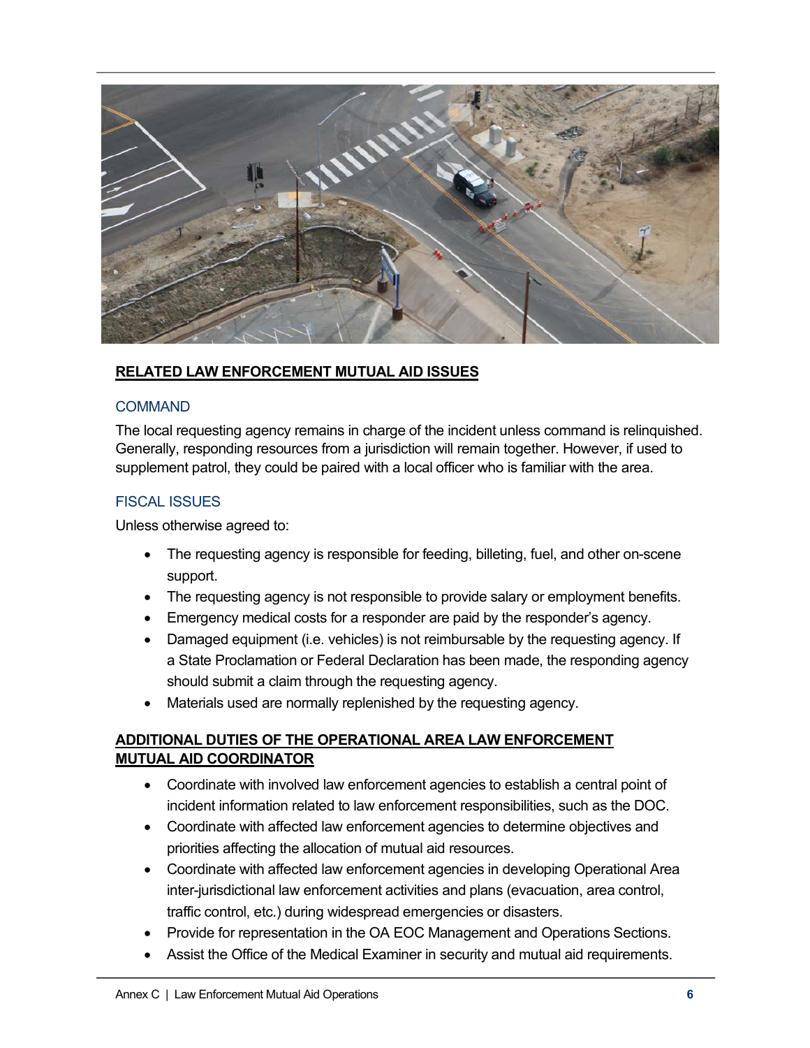## RELATED LAW ENFORCEMENT MUTUAL AID ISSUES

### COMMAND

The local requesting agency remains in charge of the incident unless command is relinquished. Generally, responding resources from a jurisdiction will remain together. However, if used to supplement patrol, they could be paired with a local officer who is familiar with the area.

### FISCAL ISSUES

Unless otherwise agreed to:

- The requesting agency is responsible for feeding, billeting, fuel, and other on-scene support.
- The requesting agency is not responsible to provide salary or employment benefits.
- Emergency medical costs for a responder are paid by the responder's agency.
- Damaged equipment (i.e. vehicles) is not reimbursable by the requesting agency. If a State Proclamation or Federal Declaration has been made, the responding agency should submit a claim through the requesting agency.
- Materials used are normally replenished by the requesting agency.

## ADDITIONAL DUTIES OF THE OPERATIONAL AREA LAW ENFORCEMENT MUTUAL AID COORDINATOR

- Coordinate with involved law enforcement agencies to establish a central point of incident information related to law enforcement responsibilities, such as the DOC.
- Coordinate with affected law enforcement agencies to determine objectives and priorities affecting the allocation of mutual aid resources.
- Coordinate with affected law enforcement agencies in developing Operational Area inter-jurisdictional law enforcement activities and plans (evacuation, area control, traffic control, etc.) during widespread emergencies or disasters.
- Provide for representation in the OA EOC Management and Operations Sections.
- Assist the Office of the Medical Examiner in security and mutual aid requirements.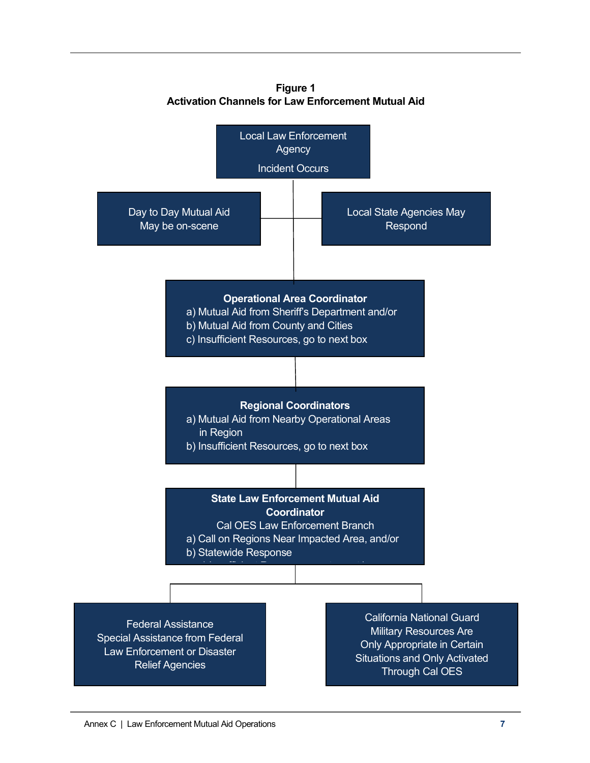**Figure 1**
**Activation Channels for Law Enforcement Mutual Aid**

Local Law Enforcement Agency

Incident Occurs

Day to Day Mutual Aid May be on-scene

Local State Agencies May Respond

**Operational Area Coordinator**
a) Mutual Aid from Sheriff's Department and/or
b) Mutual Aid from County and Cities
c) Insufficient Resources, go to next box

**Regional Coordinators**
a) Mutual Aid from Nearby Operational Areas in Region
b) Insufficient Resources, go to next box

**State Law Enforcement Mutual Aid Coordinator**
Cal OES Law Enforcement Branch
a) Call on Regions Near Impacted Area, and/or
b) Statewide Response

Federal Assistance
Special Assistance from Federal Law Enforcement or Disaster Relief Agencies

California National Guard
Military Resources Are Only Appropriate in Certain Situations and Only Activated Through Cal OES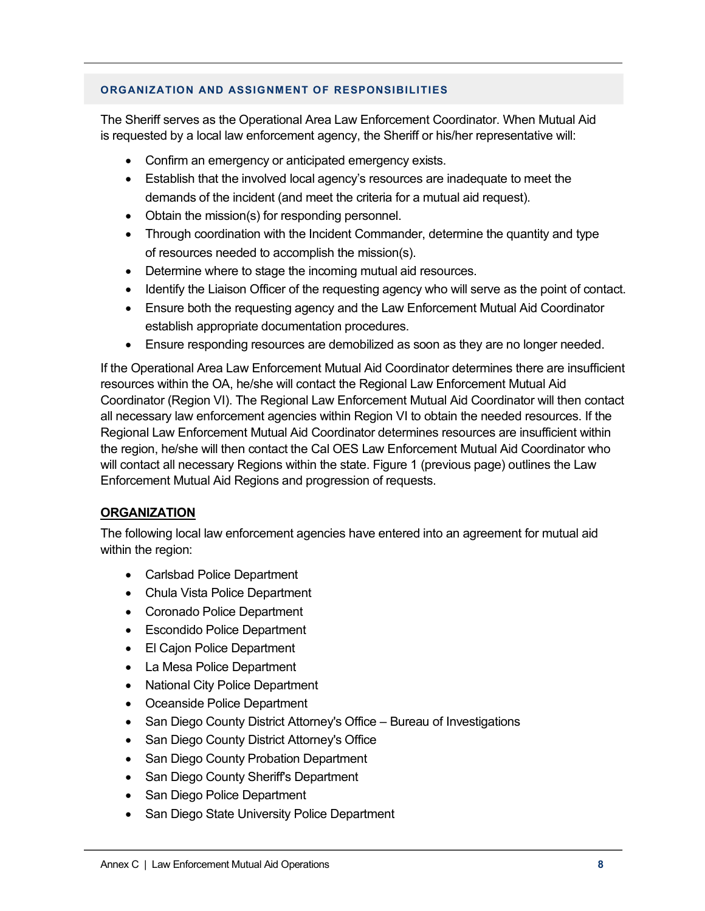## ORGANIZATION AND ASSIGNMENT OF RESPONSIBILITIES

The Sheriff serves as the Operational Area Law Enforcement Coordinator. When Mutual Aid is requested by a local law enforcement agency, the Sheriff or his/her representative will:

- Confirm an emergency or anticipated emergency exists.
- Establish that the involved local agency's resources are inadequate to meet the demands of the incident (and meet the criteria for a mutual aid request).
- Obtain the mission(s) for responding personnel.
- Through coordination with the Incident Commander, determine the quantity and type of resources needed to accomplish the mission(s).
- Determine where to stage the incoming mutual aid resources.
- Identify the Liaison Officer of the requesting agency who will serve as the point of contact.
- Ensure both the requesting agency and the Law Enforcement Mutual Aid Coordinator establish appropriate documentation procedures.
- Ensure responding resources are demobilized as soon as they are no longer needed.

If the Operational Area Law Enforcement Mutual Aid Coordinator determines there are insufficient resources within the OA, he/she will contact the Regional Law Enforcement Mutual Aid Coordinator (Region VI). The Regional Law Enforcement Mutual Aid Coordinator will then contact all necessary law enforcement agencies within Region VI to obtain the needed resources. If the Regional Law Enforcement Mutual Aid Coordinator determines resources are insufficient within the region, he/she will then contact the Cal OES Law Enforcement Mutual Aid Coordinator who will contact all necessary Regions within the state. Figure 1 (previous page) outlines the Law Enforcement Mutual Aid Regions and progression of requests.

### ORGANIZATION

The following local law enforcement agencies have entered into an agreement for mutual aid within the region:

- Carlsbad Police Department
- Chula Vista Police Department
- Coronado Police Department
- Escondido Police Department
- El Cajon Police Department
- La Mesa Police Department
- National City Police Department
- Oceanside Police Department
- San Diego County District Attorney's Office – Bureau of Investigations
- San Diego County District Attorney's Office
- San Diego County Probation Department
- San Diego County Sheriff's Department
- San Diego Police Department
- San Diego State University Police Department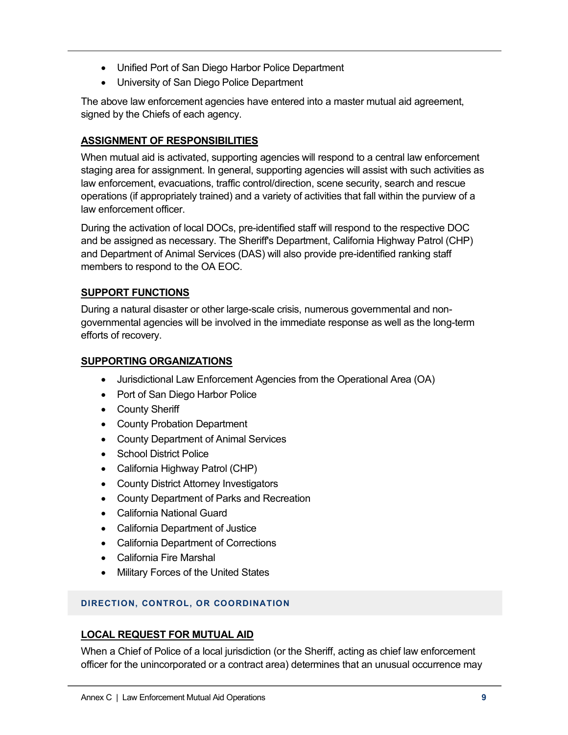- Unified Port of San Diego Harbor Police Department
- University of San Diego Police Department

The above law enforcement agencies have entered into a master mutual aid agreement, signed by the Chiefs of each agency.

### ASSIGNMENT OF RESPONSIBILITIES

When mutual aid is activated, supporting agencies will respond to a central law enforcement staging area for assignment. In general, supporting agencies will assist with such activities as law enforcement, evacuations, traffic control/direction, scene security, search and rescue operations (if appropriately trained) and a variety of activities that fall within the purview of a law enforcement officer.

During the activation of local DOCs, pre-identified staff will respond to the respective DOC and be assigned as necessary. The Sheriff's Department, California Highway Patrol (CHP) and Department of Animal Services (DAS) will also provide pre-identified ranking staff members to respond to the OA EOC.

### SUPPORT FUNCTIONS

During a natural disaster or other large-scale crisis, numerous governmental and non-governmental agencies will be involved in the immediate response as well as the long-term efforts of recovery.

### SUPPORTING ORGANIZATIONS

- Jurisdictional Law Enforcement Agencies from the Operational Area (OA)
- Port of San Diego Harbor Police
- County Sheriff
- County Probation Department
- County Department of Animal Services
- School District Police
- California Highway Patrol (CHP)
- County District Attorney Investigators
- County Department of Parks and Recreation
- California National Guard
- California Department of Justice
- California Department of Corrections
- California Fire Marshal
- Military Forces of the United States

## DIRECTION, CONTROL, OR COORDINATION

### LOCAL REQUEST FOR MUTUAL AID

When a Chief of Police of a local jurisdiction (or the Sheriff, acting as chief law enforcement officer for the unincorporated or a contract area) determines that an unusual occurrence may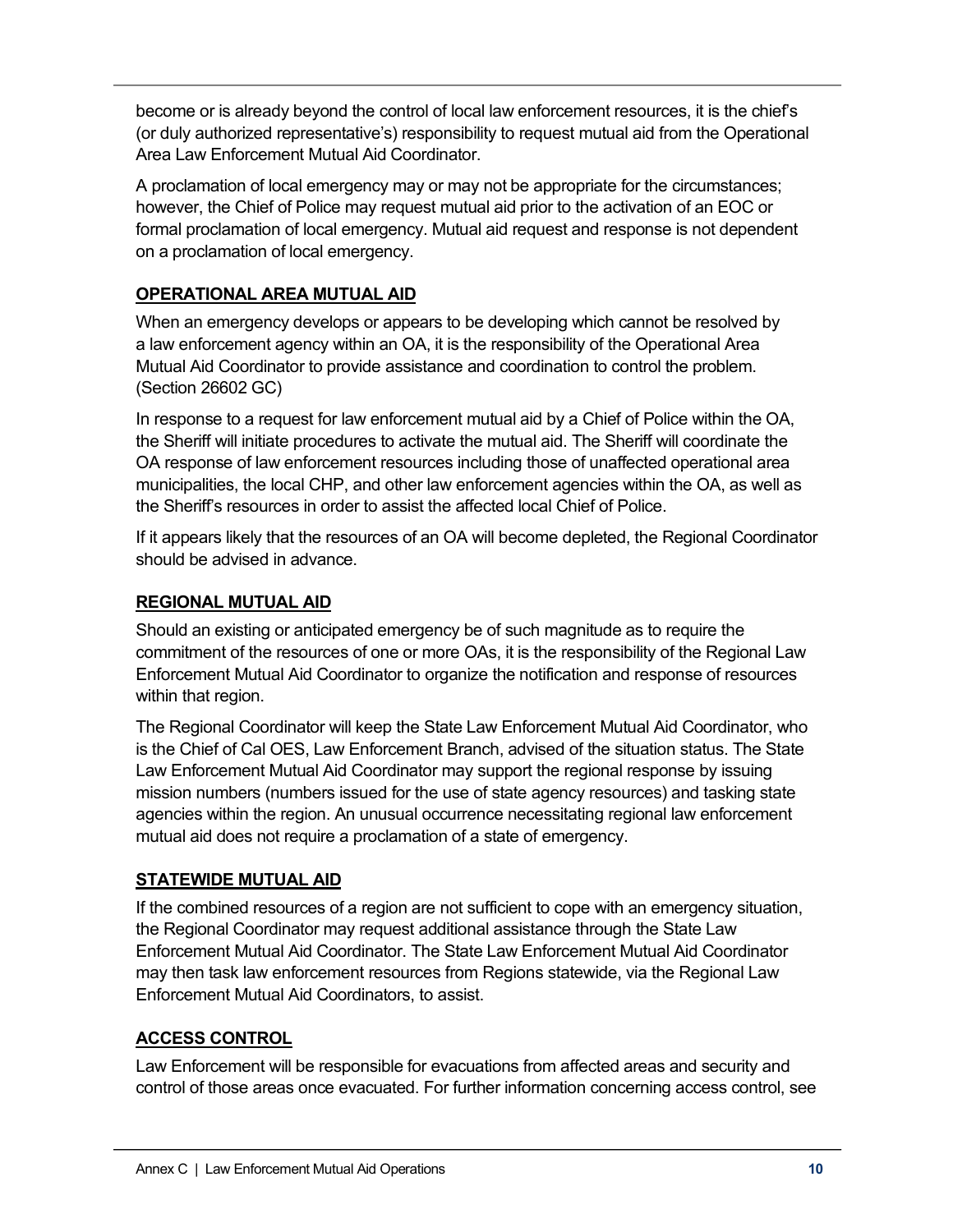become or is already beyond the control of local law enforcement resources, it is the chief's (or duly authorized representative's) responsibility to request mutual aid from the Operational Area Law Enforcement Mutual Aid Coordinator.

A proclamation of local emergency may or may not be appropriate for the circumstances; however, the Chief of Police may request mutual aid prior to the activation of an EOC or formal proclamation of local emergency. Mutual aid request and response is not dependent on a proclamation of local emergency.

## OPERATIONAL AREA MUTUAL AID

When an emergency develops or appears to be developing which cannot be resolved by a law enforcement agency within an OA, it is the responsibility of the Operational Area Mutual Aid Coordinator to provide assistance and coordination to control the problem. (Section 26602 GC)

In response to a request for law enforcement mutual aid by a Chief of Police within the OA, the Sheriff will initiate procedures to activate the mutual aid. The Sheriff will coordinate the OA response of law enforcement resources including those of unaffected operational area municipalities, the local CHP, and other law enforcement agencies within the OA, as well as the Sheriff's resources in order to assist the affected local Chief of Police.

If it appears likely that the resources of an OA will become depleted, the Regional Coordinator should be advised in advance.

## REGIONAL MUTUAL AID

Should an existing or anticipated emergency be of such magnitude as to require the commitment of the resources of one or more OAs, it is the responsibility of the Regional Law Enforcement Mutual Aid Coordinator to organize the notification and response of resources within that region.

The Regional Coordinator will keep the State Law Enforcement Mutual Aid Coordinator, who is the Chief of Cal OES, Law Enforcement Branch, advised of the situation status. The State Law Enforcement Mutual Aid Coordinator may support the regional response by issuing mission numbers (numbers issued for the use of state agency resources) and tasking state agencies within the region. An unusual occurrence necessitating regional law enforcement mutual aid does not require a proclamation of a state of emergency.

## STATEWIDE MUTUAL AID

If the combined resources of a region are not sufficient to cope with an emergency situation, the Regional Coordinator may request additional assistance through the State Law Enforcement Mutual Aid Coordinator. The State Law Enforcement Mutual Aid Coordinator may then task law enforcement resources from Regions statewide, via the Regional Law Enforcement Mutual Aid Coordinators, to assist.

## ACCESS CONTROL

Law Enforcement will be responsible for evacuations from affected areas and security and control of those areas once evacuated. For further information concerning access control, see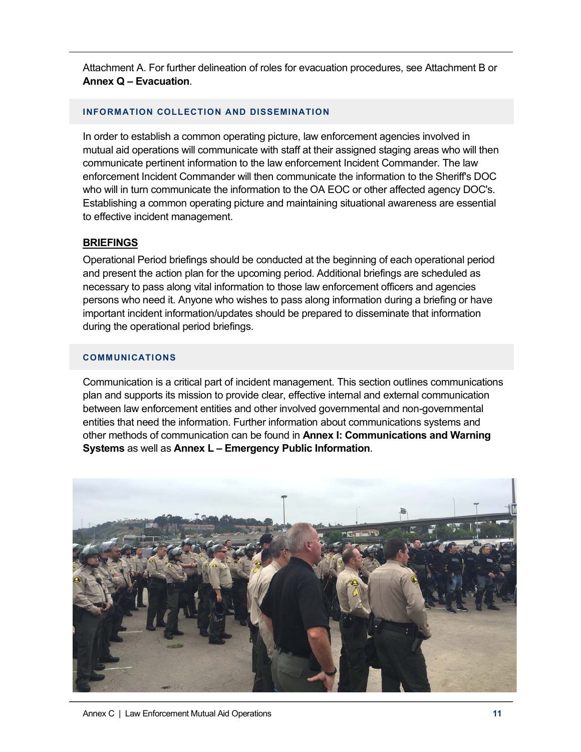Attachment A. For further delineation of roles for evacuation procedures, see Attachment B or **Annex Q – Evacuation**.

## INFORMATION COLLECTION AND DISSEMINATION

In order to establish a common operating picture, law enforcement agencies involved in mutual aid operations will communicate with staff at their assigned staging areas who will then communicate pertinent information to the law enforcement Incident Commander. The law enforcement Incident Commander will then communicate the information to the Sheriff's DOC who will in turn communicate the information to the OA EOC or other affected agency DOC's. Establishing a common operating picture and maintaining situational awareness are essential to effective incident management.

### BRIEFINGS

Operational Period briefings should be conducted at the beginning of each operational period and present the action plan for the upcoming period. Additional briefings are scheduled as necessary to pass along vital information to those law enforcement officers and agencies persons who need it. Anyone who wishes to pass along information during a briefing or have important incident information/updates should be prepared to disseminate that information during the operational period briefings.

## COMMUNICATIONS

Communication is a critical part of incident management. This section outlines communications plan and supports its mission to provide clear, effective internal and external communication between law enforcement entities and other involved governmental and non-governmental entities that need the information. Further information about communications systems and other methods of communication can be found in **Annex I: Communications and Warning Systems** as well as **Annex L – Emergency Public Information**.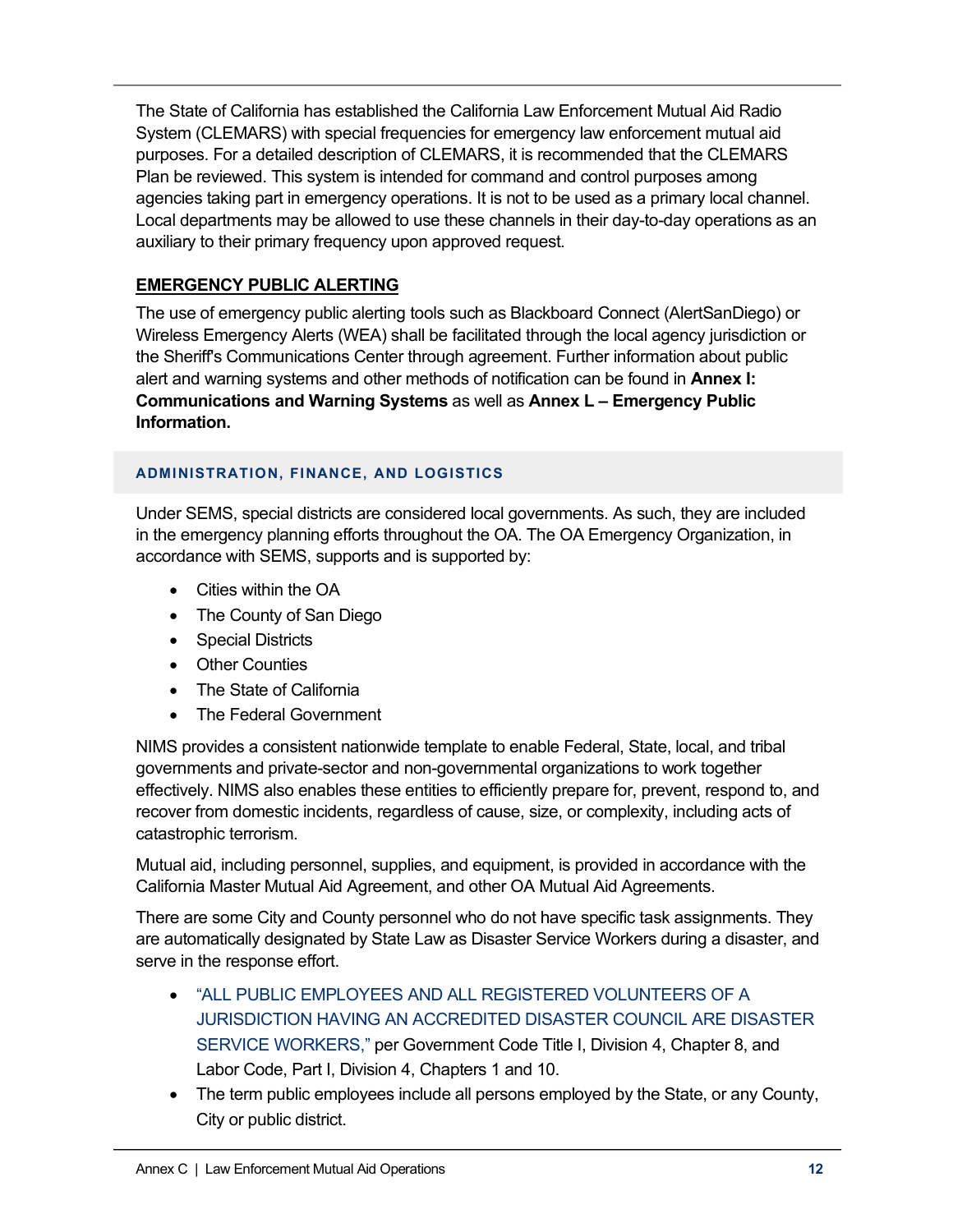The State of California has established the California Law Enforcement Mutual Aid Radio System (CLEMARS) with special frequencies for emergency law enforcement mutual aid purposes. For a detailed description of CLEMARS, it is recommended that the CLEMARS Plan be reviewed. This system is intended for command and control purposes among agencies taking part in emergency operations. It is not to be used as a primary local channel. Local departments may be allowed to use these channels in their day-to-day operations as an auxiliary to their primary frequency upon approved request.

**EMERGENCY PUBLIC ALERTING**

The use of emergency public alerting tools such as Blackboard Connect (AlertSanDiego) or Wireless Emergency Alerts (WEA) shall be facilitated through the local agency jurisdiction or the Sheriff's Communications Center through agreement. Further information about public alert and warning systems and other methods of notification can be found in **Annex I: Communications and Warning Systems** as well as **Annex L – Emergency Public Information.**

## ADMINISTRATION, FINANCE, AND LOGISTICS

Under SEMS, special districts are considered local governments. As such, they are included in the emergency planning efforts throughout the OA. The OA Emergency Organization, in accordance with SEMS, supports and is supported by:

- Cities within the OA
- The County of San Diego
- Special Districts
- Other Counties
- The State of California
- The Federal Government

NIMS provides a consistent nationwide template to enable Federal, State, local, and tribal governments and private-sector and non-governmental organizations to work together effectively. NIMS also enables these entities to efficiently prepare for, prevent, respond to, and recover from domestic incidents, regardless of cause, size, or complexity, including acts of catastrophic terrorism.

Mutual aid, including personnel, supplies, and equipment, is provided in accordance with the California Master Mutual Aid Agreement, and other OA Mutual Aid Agreements.

There are some City and County personnel who do not have specific task assignments. They are automatically designated by State Law as Disaster Service Workers during a disaster, and serve in the response effort.

- "ALL PUBLIC EMPLOYEES AND ALL REGISTERED VOLUNTEERS OF A JURISDICTION HAVING AN ACCREDITED DISASTER COUNCIL ARE DISASTER SERVICE WORKERS," per Government Code Title I, Division 4, Chapter 8, and Labor Code, Part I, Division 4, Chapters 1 and 10.
- The term public employees include all persons employed by the State, or any County, City or public district.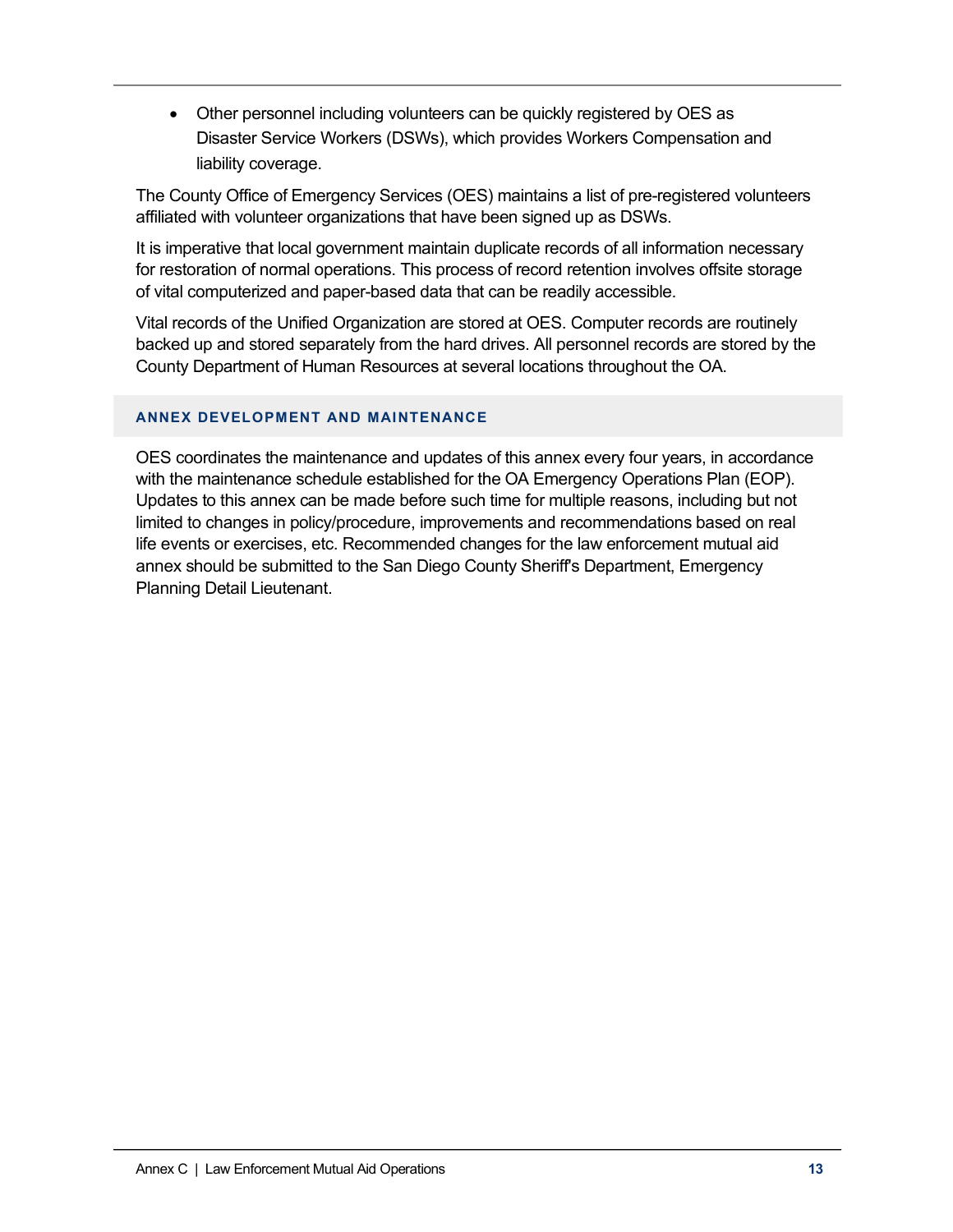- Other personnel including volunteers can be quickly registered by OES as Disaster Service Workers (DSWs), which provides Workers Compensation and liability coverage.

The County Office of Emergency Services (OES) maintains a list of pre-registered volunteers affiliated with volunteer organizations that have been signed up as DSWs.

It is imperative that local government maintain duplicate records of all information necessary for restoration of normal operations. This process of record retention involves offsite storage of vital computerized and paper-based data that can be readily accessible.

Vital records of the Unified Organization are stored at OES. Computer records are routinely backed up and stored separately from the hard drives. All personnel records are stored by the County Department of Human Resources at several locations throughout the OA.

## ANNEX DEVELOPMENT AND MAINTENANCE

OES coordinates the maintenance and updates of this annex every four years, in accordance with the maintenance schedule established for the OA Emergency Operations Plan (EOP). Updates to this annex can be made before such time for multiple reasons, including but not limited to changes in policy/procedure, improvements and recommendations based on real life events or exercises, etc. Recommended changes for the law enforcement mutual aid annex should be submitted to the San Diego County Sheriff's Department, Emergency Planning Detail Lieutenant.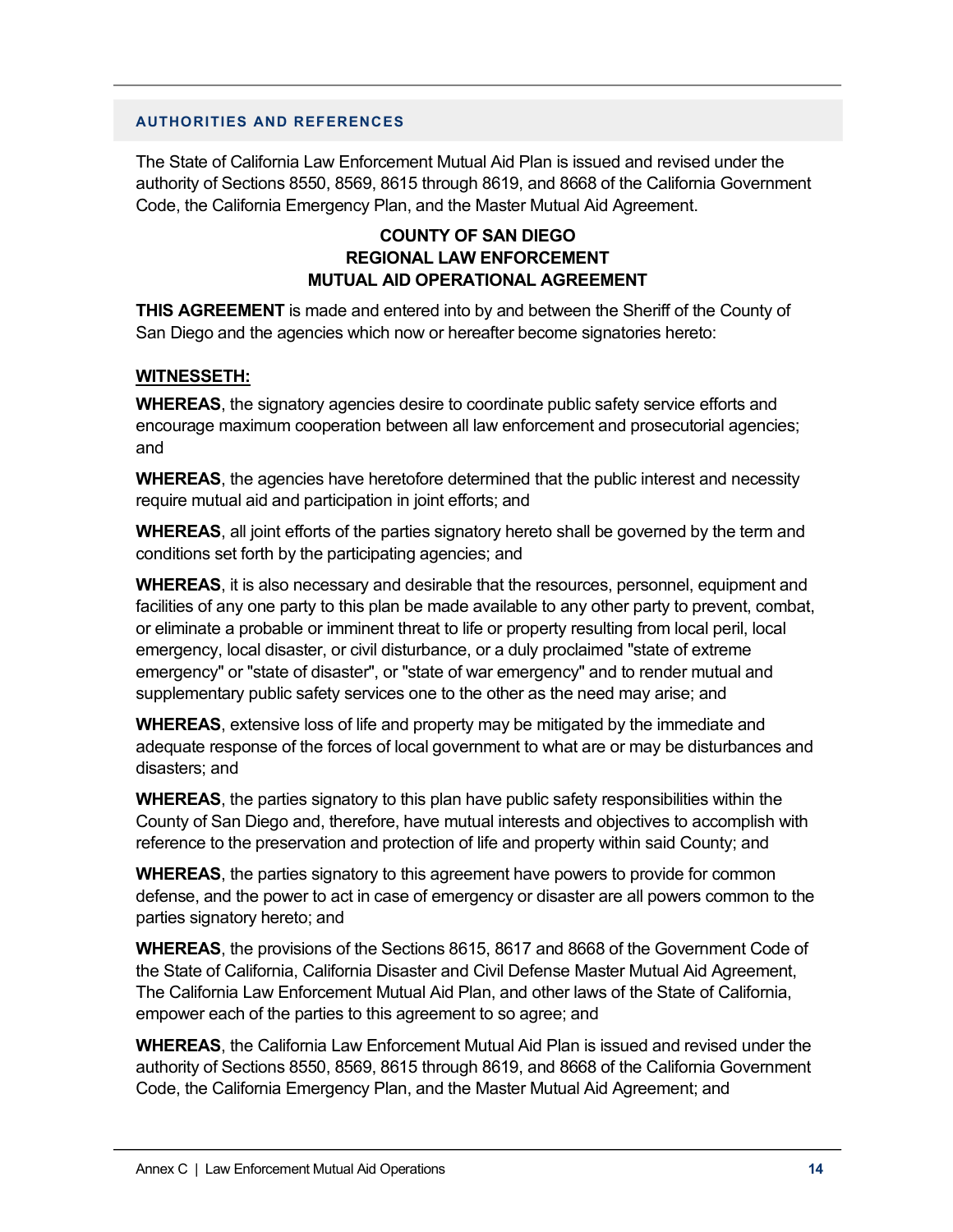## AUTHORITIES AND REFERENCES

The State of California Law Enforcement Mutual Aid Plan is issued and revised under the authority of Sections 8550, 8569, 8615 through 8619, and 8668 of the California Government Code, the California Emergency Plan, and the Master Mutual Aid Agreement.

**COUNTY OF SAN DIEGO**
**REGIONAL LAW ENFORCEMENT**
**MUTUAL AID OPERATIONAL AGREEMENT**

**THIS AGREEMENT** is made and entered into by and between the Sheriff of the County of San Diego and the agencies which now or hereafter become signatories hereto:

**WITNESSETH:**

**WHEREAS**, the signatory agencies desire to coordinate public safety service efforts and encourage maximum cooperation between all law enforcement and prosecutorial agencies; and

**WHEREAS**, the agencies have heretofore determined that the public interest and necessity require mutual aid and participation in joint efforts; and

**WHEREAS**, all joint efforts of the parties signatory hereto shall be governed by the term and conditions set forth by the participating agencies; and

**WHEREAS**, it is also necessary and desirable that the resources, personnel, equipment and facilities of any one party to this plan be made available to any other party to prevent, combat, or eliminate a probable or imminent threat to life or property resulting from local peril, local emergency, local disaster, or civil disturbance, or a duly proclaimed "state of extreme emergency" or "state of disaster", or "state of war emergency" and to render mutual and supplementary public safety services one to the other as the need may arise; and

**WHEREAS**, extensive loss of life and property may be mitigated by the immediate and adequate response of the forces of local government to what are or may be disturbances and disasters; and

**WHEREAS**, the parties signatory to this plan have public safety responsibilities within the County of San Diego and, therefore, have mutual interests and objectives to accomplish with reference to the preservation and protection of life and property within said County; and

**WHEREAS**, the parties signatory to this agreement have powers to provide for common defense, and the power to act in case of emergency or disaster are all powers common to the parties signatory hereto; and

**WHEREAS**, the provisions of the Sections 8615, 8617 and 8668 of the Government Code of the State of California, California Disaster and Civil Defense Master Mutual Aid Agreement, The California Law Enforcement Mutual Aid Plan, and other laws of the State of California, empower each of the parties to this agreement to so agree; and

**WHEREAS**, the California Law Enforcement Mutual Aid Plan is issued and revised under the authority of Sections 8550, 8569, 8615 through 8619, and 8668 of the California Government Code, the California Emergency Plan, and the Master Mutual Aid Agreement; and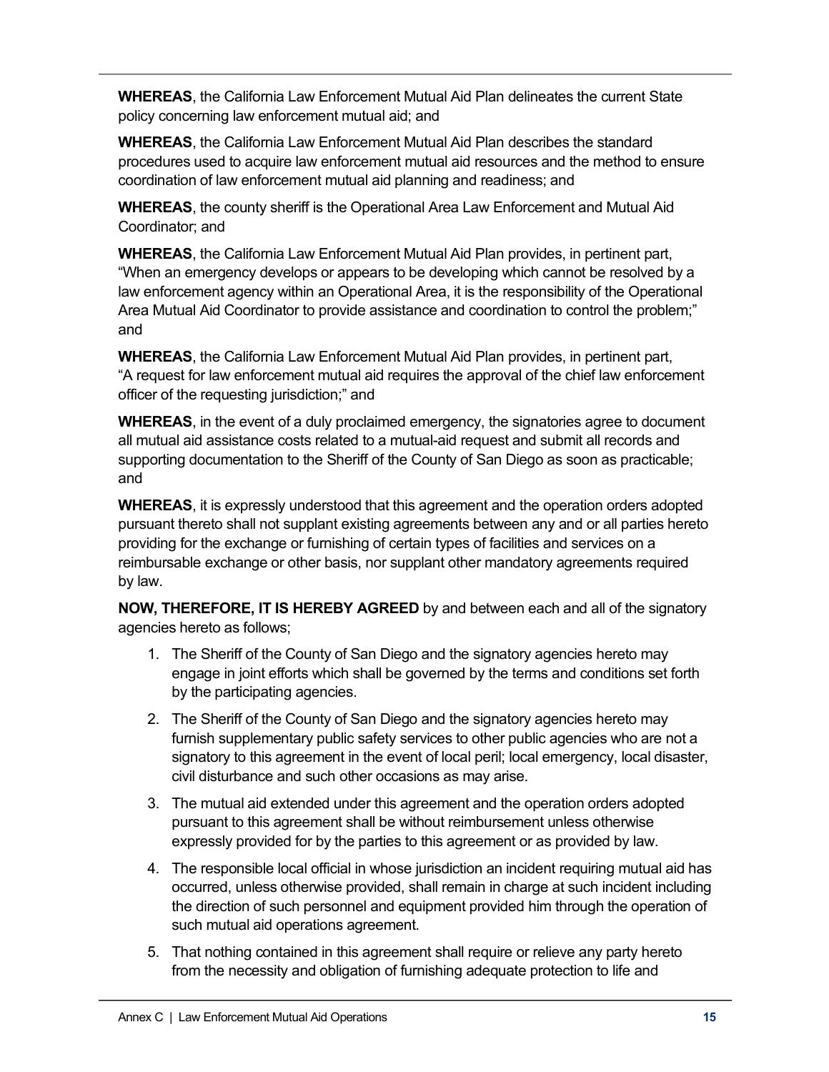**WHEREAS**, the California Law Enforcement Mutual Aid Plan delineates the current State policy concerning law enforcement mutual aid; and

**WHEREAS**, the California Law Enforcement Mutual Aid Plan describes the standard procedures used to acquire law enforcement mutual aid resources and the method to ensure coordination of law enforcement mutual aid planning and readiness; and

**WHEREAS**, the county sheriff is the Operational Area Law Enforcement and Mutual Aid Coordinator; and

**WHEREAS**, the California Law Enforcement Mutual Aid Plan provides, in pertinent part, "When an emergency develops or appears to be developing which cannot be resolved by a law enforcement agency within an Operational Area, it is the responsibility of the Operational Area Mutual Aid Coordinator to provide assistance and coordination to control the problem;" and

**WHEREAS**, the California Law Enforcement Mutual Aid Plan provides, in pertinent part, "A request for law enforcement mutual aid requires the approval of the chief law enforcement officer of the requesting jurisdiction;" and

**WHEREAS**, in the event of a duly proclaimed emergency, the signatories agree to document all mutual aid assistance costs related to a mutual-aid request and submit all records and supporting documentation to the Sheriff of the County of San Diego as soon as practicable; and

**WHEREAS**, it is expressly understood that this agreement and the operation orders adopted pursuant thereto shall not supplant existing agreements between any and or all parties hereto providing for the exchange or furnishing of certain types of facilities and services on a reimbursable exchange or other basis, nor supplant other mandatory agreements required by law.

**NOW, THEREFORE, IT IS HEREBY AGREED** by and between each and all of the signatory agencies hereto as follows;

1. The Sheriff of the County of San Diego and the signatory agencies hereto may engage in joint efforts which shall be governed by the terms and conditions set forth by the participating agencies.
2. The Sheriff of the County of San Diego and the signatory agencies hereto may furnish supplementary public safety services to other public agencies who are not a signatory to this agreement in the event of local peril; local emergency, local disaster, civil disturbance and such other occasions as may arise.
3. The mutual aid extended under this agreement and the operation orders adopted pursuant to this agreement shall be without reimbursement unless otherwise expressly provided for by the parties to this agreement or as provided by law.
4. The responsible local official in whose jurisdiction an incident requiring mutual aid has occurred, unless otherwise provided, shall remain in charge at such incident including the direction of such personnel and equipment provided him through the operation of such mutual aid operations agreement.
5. That nothing contained in this agreement shall require or relieve any party hereto from the necessity and obligation of furnishing adequate protection to life and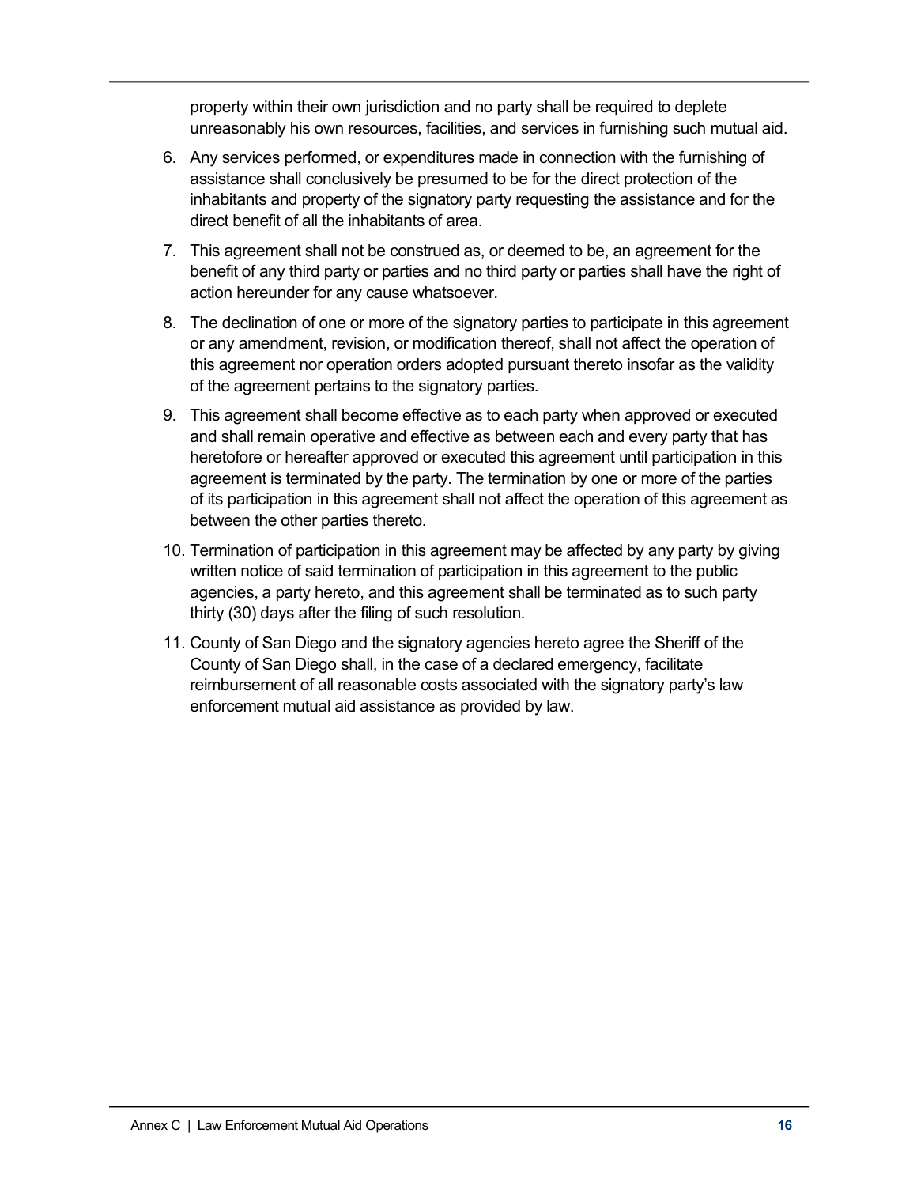property within their own jurisdiction and no party shall be required to deplete unreasonably his own resources, facilities, and services in furnishing such mutual aid.

6. Any services performed, or expenditures made in connection with the furnishing of assistance shall conclusively be presumed to be for the direct protection of the inhabitants and property of the signatory party requesting the assistance and for the direct benefit of all the inhabitants of area.
7. This agreement shall not be construed as, or deemed to be, an agreement for the benefit of any third party or parties and no third party or parties shall have the right of action hereunder for any cause whatsoever.
8. The declination of one or more of the signatory parties to participate in this agreement or any amendment, revision, or modification thereof, shall not affect the operation of this agreement nor operation orders adopted pursuant thereto insofar as the validity of the agreement pertains to the signatory parties.
9. This agreement shall become effective as to each party when approved or executed and shall remain operative and effective as between each and every party that has heretofore or hereafter approved or executed this agreement until participation in this agreement is terminated by the party. The termination by one or more of the parties of its participation in this agreement shall not affect the operation of this agreement as between the other parties thereto.
10. Termination of participation in this agreement may be affected by any party by giving written notice of said termination of participation in this agreement to the public agencies, a party hereto, and this agreement shall be terminated as to such party thirty (30) days after the filing of such resolution.
11. County of San Diego and the signatory agencies hereto agree the Sheriff of the County of San Diego shall, in the case of a declared emergency, facilitate reimbursement of all reasonable costs associated with the signatory party's law enforcement mutual aid assistance as provided by law.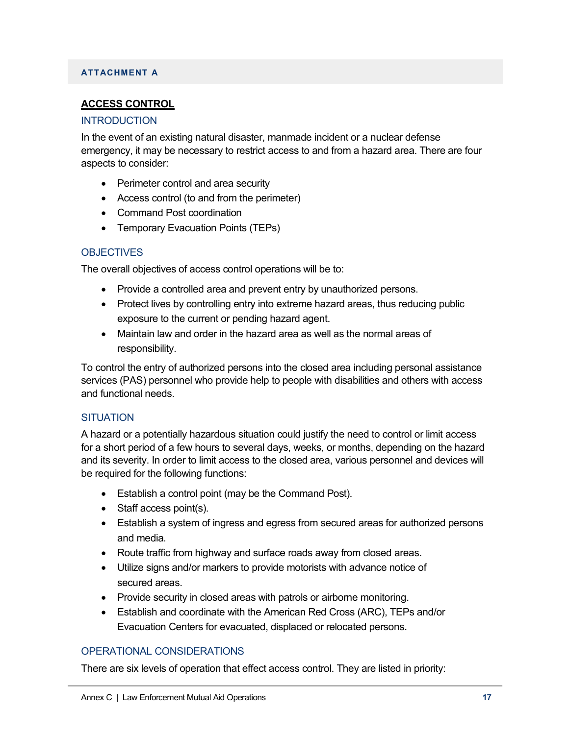## ATTACHMENT A

### **ACCESS CONTROL**

### INTRODUCTION

In the event of an existing natural disaster, manmade incident or a nuclear defense emergency, it may be necessary to restrict access to and from a hazard area. There are four aspects to consider:

- Perimeter control and area security
- Access control (to and from the perimeter)
- Command Post coordination
- Temporary Evacuation Points (TEPs)

### OBJECTIVES

The overall objectives of access control operations will be to:

- Provide a controlled area and prevent entry by unauthorized persons.
- Protect lives by controlling entry into extreme hazard areas, thus reducing public exposure to the current or pending hazard agent.
- Maintain law and order in the hazard area as well as the normal areas of responsibility.

To control the entry of authorized persons into the closed area including personal assistance services (PAS) personnel who provide help to people with disabilities and others with access and functional needs.

### SITUATION

A hazard or a potentially hazardous situation could justify the need to control or limit access for a short period of a few hours to several days, weeks, or months, depending on the hazard and its severity. In order to limit access to the closed area, various personnel and devices will be required for the following functions:

- Establish a control point (may be the Command Post).
- Staff access point(s).
- Establish a system of ingress and egress from secured areas for authorized persons and media.
- Route traffic from highway and surface roads away from closed areas.
- Utilize signs and/or markers to provide motorists with advance notice of secured areas.
- Provide security in closed areas with patrols or airborne monitoring.
- Establish and coordinate with the American Red Cross (ARC), TEPs and/or Evacuation Centers for evacuated, displaced or relocated persons.

### OPERATIONAL CONSIDERATIONS

There are six levels of operation that effect access control. They are listed in priority: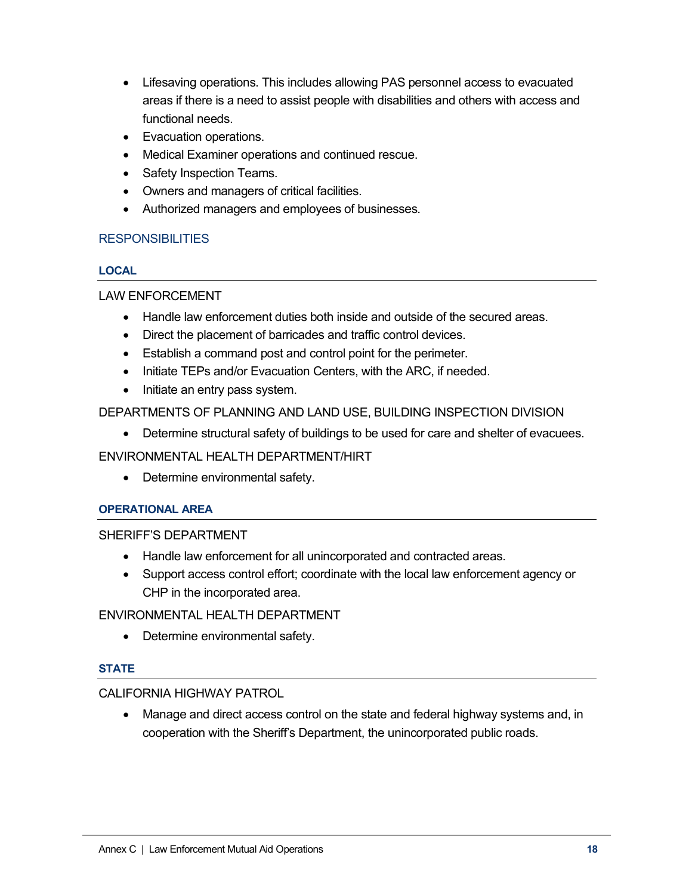- Lifesaving operations. This includes allowing PAS personnel access to evacuated areas if there is a need to assist people with disabilities and others with access and functional needs.
- Evacuation operations.
- Medical Examiner operations and continued rescue.
- Safety Inspection Teams.
- Owners and managers of critical facilities.
- Authorized managers and employees of businesses.

## RESPONSIBILITIES

### LOCAL

LAW ENFORCEMENT

- Handle law enforcement duties both inside and outside of the secured areas.
- Direct the placement of barricades and traffic control devices.
- Establish a command post and control point for the perimeter.
- Initiate TEPs and/or Evacuation Centers, with the ARC, if needed.
- Initiate an entry pass system.

DEPARTMENTS OF PLANNING AND LAND USE, BUILDING INSPECTION DIVISION

- Determine structural safety of buildings to be used for care and shelter of evacuees.

ENVIRONMENTAL HEALTH DEPARTMENT/HIRT

- Determine environmental safety.

### OPERATIONAL AREA

SHERIFF'S DEPARTMENT

- Handle law enforcement for all unincorporated and contracted areas.
- Support access control effort; coordinate with the local law enforcement agency or CHP in the incorporated area.

ENVIRONMENTAL HEALTH DEPARTMENT

- Determine environmental safety.

### STATE

CALIFORNIA HIGHWAY PATROL

- Manage and direct access control on the state and federal highway systems and, in cooperation with the Sheriff's Department, the unincorporated public roads.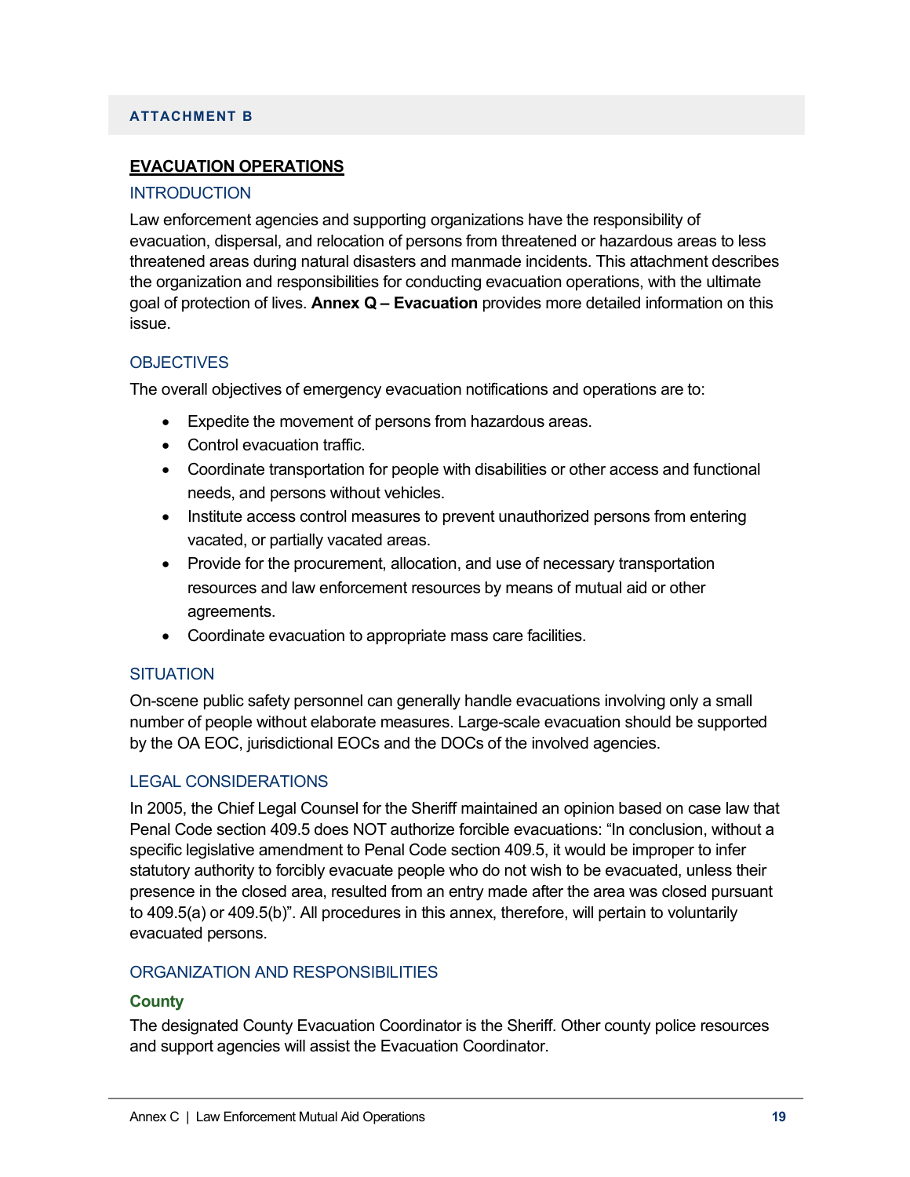## ATTACHMENT B

### EVACUATION OPERATIONS

#### INTRODUCTION

Law enforcement agencies and supporting organizations have the responsibility of evacuation, dispersal, and relocation of persons from threatened or hazardous areas to less threatened areas during natural disasters and manmade incidents. This attachment describes the organization and responsibilities for conducting evacuation operations, with the ultimate goal of protection of lives. **Annex Q – Evacuation** provides more detailed information on this issue.

#### OBJECTIVES

The overall objectives of emergency evacuation notifications and operations are to:

- Expedite the movement of persons from hazardous areas.
- Control evacuation traffic.
- Coordinate transportation for people with disabilities or other access and functional needs, and persons without vehicles.
- Institute access control measures to prevent unauthorized persons from entering vacated, or partially vacated areas.
- Provide for the procurement, allocation, and use of necessary transportation resources and law enforcement resources by means of mutual aid or other agreements.
- Coordinate evacuation to appropriate mass care facilities.

#### SITUATION

On-scene public safety personnel can generally handle evacuations involving only a small number of people without elaborate measures. Large-scale evacuation should be supported by the OA EOC, jurisdictional EOCs and the DOCs of the involved agencies.

#### LEGAL CONSIDERATIONS

In 2005, the Chief Legal Counsel for the Sheriff maintained an opinion based on case law that Penal Code section 409.5 does NOT authorize forcible evacuations: "In conclusion, without a specific legislative amendment to Penal Code section 409.5, it would be improper to infer statutory authority to forcibly evacuate people who do not wish to be evacuated, unless their presence in the closed area, resulted from an entry made after the area was closed pursuant to 409.5(a) or 409.5(b)". All procedures in this annex, therefore, will pertain to voluntarily evacuated persons.

#### ORGANIZATION AND RESPONSIBILITIES

**County**

The designated County Evacuation Coordinator is the Sheriff. Other county police resources and support agencies will assist the Evacuation Coordinator.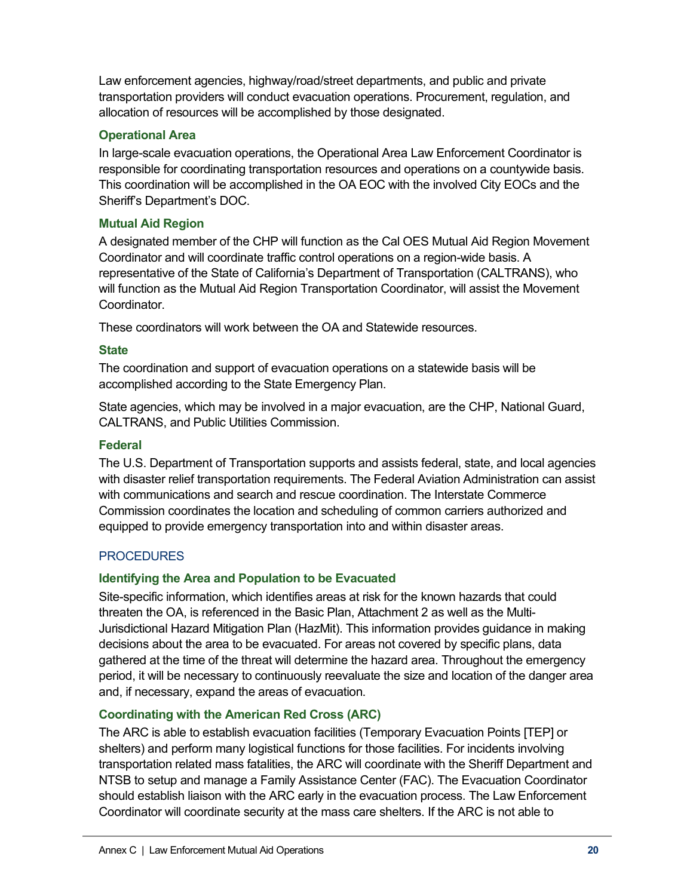Law enforcement agencies, highway/road/street departments, and public and private transportation providers will conduct evacuation operations. Procurement, regulation, and allocation of resources will be accomplished by those designated.

### Operational Area

In large-scale evacuation operations, the Operational Area Law Enforcement Coordinator is responsible for coordinating transportation resources and operations on a countywide basis. This coordination will be accomplished in the OA EOC with the involved City EOCs and the Sheriff's Department's DOC.

### Mutual Aid Region

A designated member of the CHP will function as the Cal OES Mutual Aid Region Movement Coordinator and will coordinate traffic control operations on a region-wide basis. A representative of the State of California's Department of Transportation (CALTRANS), who will function as the Mutual Aid Region Transportation Coordinator, will assist the Movement Coordinator.

These coordinators will work between the OA and Statewide resources.

### State

The coordination and support of evacuation operations on a statewide basis will be accomplished according to the State Emergency Plan.

State agencies, which may be involved in a major evacuation, are the CHP, National Guard, CALTRANS, and Public Utilities Commission.

### Federal

The U.S. Department of Transportation supports and assists federal, state, and local agencies with disaster relief transportation requirements. The Federal Aviation Administration can assist with communications and search and rescue coordination. The Interstate Commerce Commission coordinates the location and scheduling of common carriers authorized and equipped to provide emergency transportation into and within disaster areas.

## PROCEDURES

### Identifying the Area and Population to be Evacuated

Site-specific information, which identifies areas at risk for the known hazards that could threaten the OA, is referenced in the Basic Plan, Attachment 2 as well as the Multi-Jurisdictional Hazard Mitigation Plan (HazMit). This information provides guidance in making decisions about the area to be evacuated. For areas not covered by specific plans, data gathered at the time of the threat will determine the hazard area. Throughout the emergency period, it will be necessary to continuously reevaluate the size and location of the danger area and, if necessary, expand the areas of evacuation.

### Coordinating with the American Red Cross (ARC)

The ARC is able to establish evacuation facilities (Temporary Evacuation Points [TEP] or shelters) and perform many logistical functions for those facilities. For incidents involving transportation related mass fatalities, the ARC will coordinate with the Sheriff Department and NTSB to setup and manage a Family Assistance Center (FAC). The Evacuation Coordinator should establish liaison with the ARC early in the evacuation process. The Law Enforcement Coordinator will coordinate security at the mass care shelters. If the ARC is not able to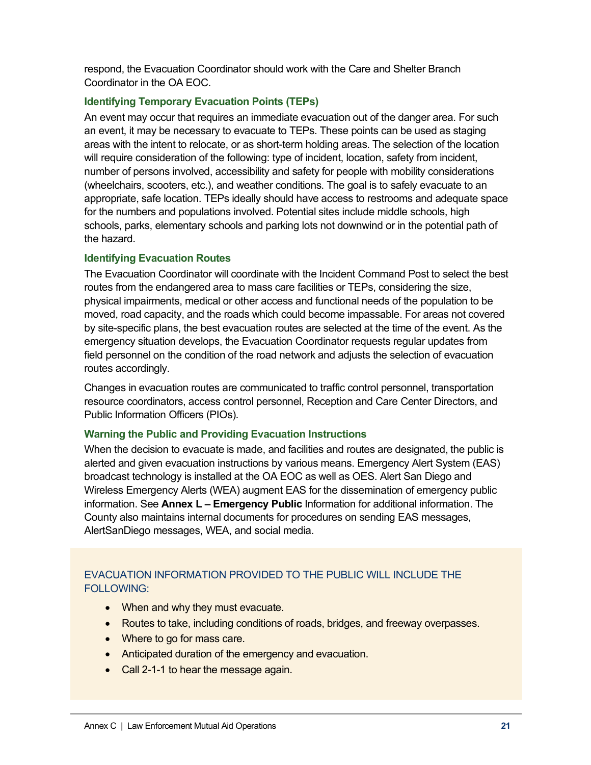respond, the Evacuation Coordinator should work with the Care and Shelter Branch Coordinator in the OA EOC.

### Identifying Temporary Evacuation Points (TEPs)

An event may occur that requires an immediate evacuation out of the danger area. For such an event, it may be necessary to evacuate to TEPs. These points can be used as staging areas with the intent to relocate, or as short-term holding areas. The selection of the location will require consideration of the following: type of incident, location, safety from incident, number of persons involved, accessibility and safety for people with mobility considerations (wheelchairs, scooters, etc.), and weather conditions. The goal is to safely evacuate to an appropriate, safe location. TEPs ideally should have access to restrooms and adequate space for the numbers and populations involved. Potential sites include middle schools, high schools, parks, elementary schools and parking lots not downwind or in the potential path of the hazard.

### Identifying Evacuation Routes

The Evacuation Coordinator will coordinate with the Incident Command Post to select the best routes from the endangered area to mass care facilities or TEPs, considering the size, physical impairments, medical or other access and functional needs of the population to be moved, road capacity, and the roads which could become impassable. For areas not covered by site-specific plans, the best evacuation routes are selected at the time of the event. As the emergency situation develops, the Evacuation Coordinator requests regular updates from field personnel on the condition of the road network and adjusts the selection of evacuation routes accordingly.

Changes in evacuation routes are communicated to traffic control personnel, transportation resource coordinators, access control personnel, Reception and Care Center Directors, and Public Information Officers (PIOs).

### Warning the Public and Providing Evacuation Instructions

When the decision to evacuate is made, and facilities and routes are designated, the public is alerted and given evacuation instructions by various means. Emergency Alert System (EAS) broadcast technology is installed at the OA EOC as well as OES. Alert San Diego and Wireless Emergency Alerts (WEA) augment EAS for the dissemination of emergency public information. See **Annex L – Emergency Public** Information for additional information. The County also maintains internal documents for procedures on sending EAS messages, AlertSanDiego messages, WEA, and social media.

EVACUATION INFORMATION PROVIDED TO THE PUBLIC WILL INCLUDE THE FOLLOWING:

- When and why they must evacuate.
- Routes to take, including conditions of roads, bridges, and freeway overpasses.
- Where to go for mass care.
- Anticipated duration of the emergency and evacuation.
- Call 2-1-1 to hear the message again.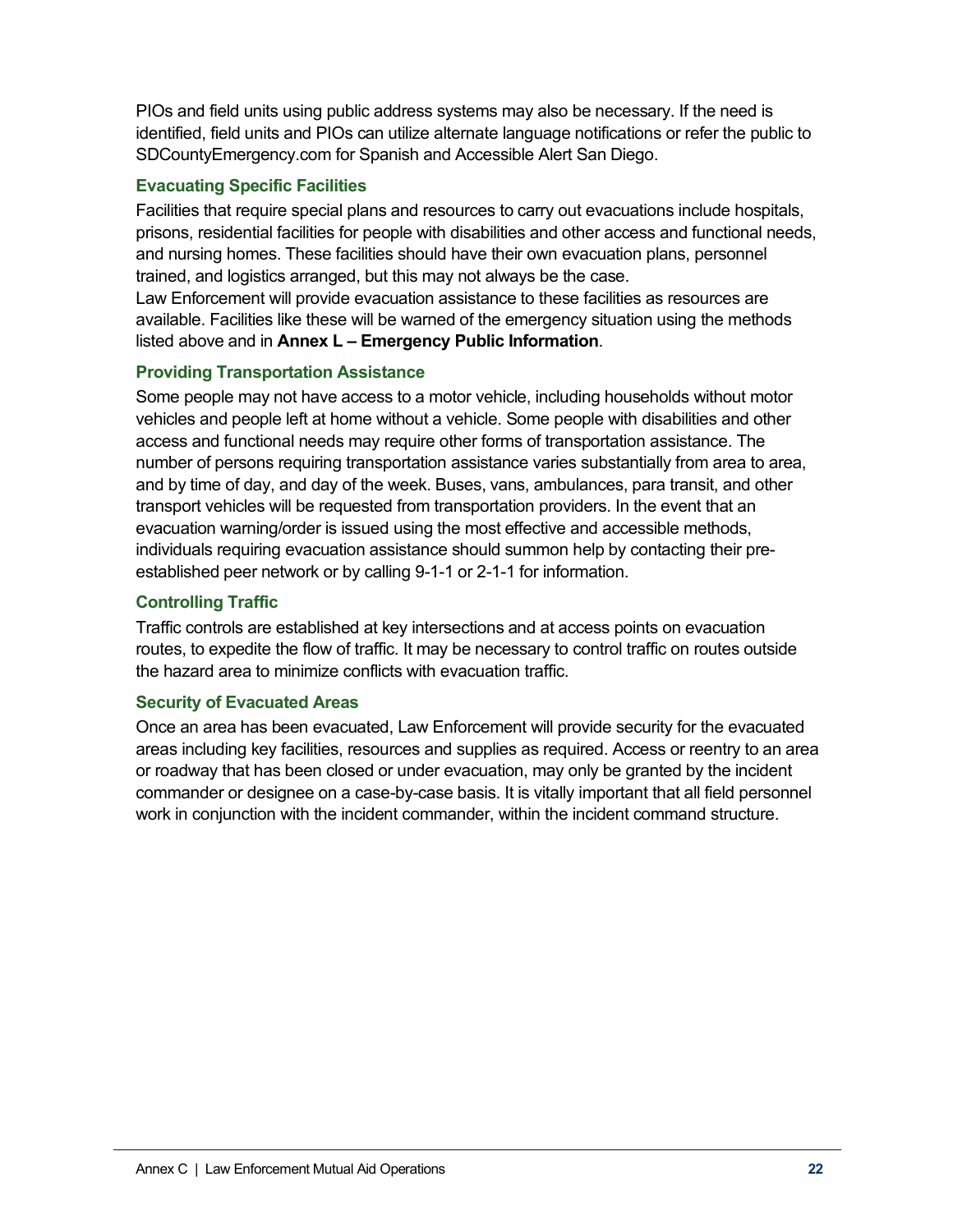PIOs and field units using public address systems may also be necessary. If the need is identified, field units and PIOs can utilize alternate language notifications or refer the public to SDCountyEmergency.com for Spanish and Accessible Alert San Diego.

### Evacuating Specific Facilities

Facilities that require special plans and resources to carry out evacuations include hospitals, prisons, residential facilities for people with disabilities and other access and functional needs, and nursing homes. These facilities should have their own evacuation plans, personnel trained, and logistics arranged, but this may not always be the case.

Law Enforcement will provide evacuation assistance to these facilities as resources are available. Facilities like these will be warned of the emergency situation using the methods listed above and in **Annex L – Emergency Public Information**.

### Providing Transportation Assistance

Some people may not have access to a motor vehicle, including households without motor vehicles and people left at home without a vehicle. Some people with disabilities and other access and functional needs may require other forms of transportation assistance. The number of persons requiring transportation assistance varies substantially from area to area, and by time of day, and day of the week. Buses, vans, ambulances, para transit, and other transport vehicles will be requested from transportation providers. In the event that an evacuation warning/order is issued using the most effective and accessible methods, individuals requiring evacuation assistance should summon help by contacting their pre-established peer network or by calling 9-1-1 or 2-1-1 for information.

### Controlling Traffic

Traffic controls are established at key intersections and at access points on evacuation routes, to expedite the flow of traffic. It may be necessary to control traffic on routes outside the hazard area to minimize conflicts with evacuation traffic.

### Security of Evacuated Areas

Once an area has been evacuated, Law Enforcement will provide security for the evacuated areas including key facilities, resources and supplies as required. Access or reentry to an area or roadway that has been closed or under evacuation, may only be granted by the incident commander or designee on a case-by-case basis. It is vitally important that all field personnel work in conjunction with the incident commander, within the incident command structure.